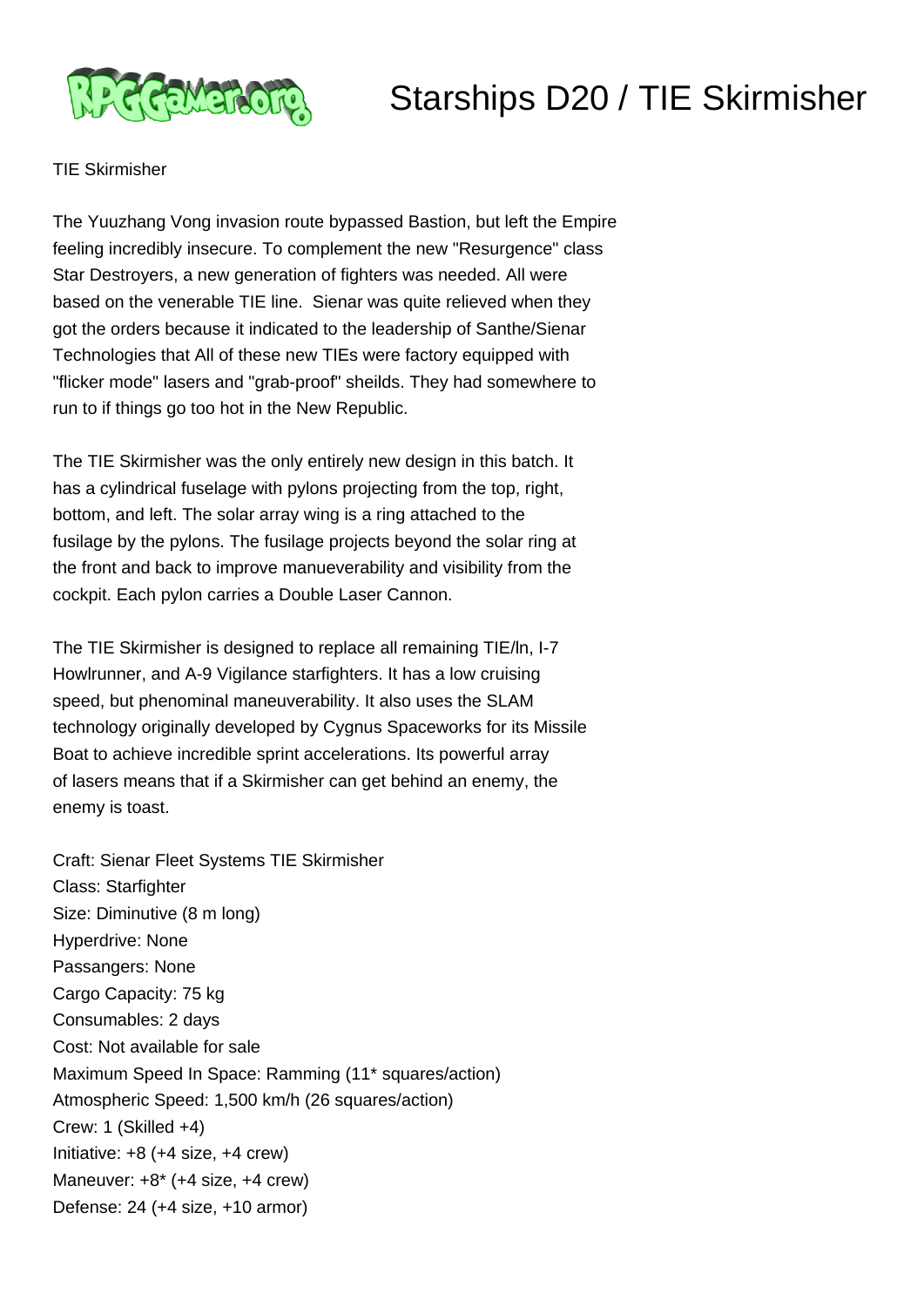# Starships D20 / TIE Skirmisher

TIE Skirmisher

The Yuuzhang Vong invasion route bypassed Bastion, but left the Empire feeling incredibly insecure. To complement the new "Resurgence" class Star Destroyers, a new generation of fighters was needed. All were based on the venerable TIE line. Sienar was quite relieved when they got the orders because it indicated to the leadership of Santhe/Sienar Technologies that All of these new TIEs were factory equipped with "flicker mode" lasers and "grab-proof" sheilds. They had somewhere to run to if things go too hot in the New Republic.

The TIE Skirmisher was the only entirely new design in this batch. It has a cylindrical fuselage with pylons projecting from the top, right, bottom, and left. The solar array wing is a ring attached to the fusilage by the pylons. The fusilage projects beyond the solar ring at the front and back to improve manueverability and visibility from the cockpit. Each pylon carries a Double Laser Cannon.

The TIE Skirmisher is designed to replace all remaining TIE/ln, I-7 Howlrunner, and A-9 Vigilance starfighters. It has a low cruising speed, but phenominal maneuverability. It also uses the SLAM technology originally developed by Cygnus Spaceworks for its Missile Boat to achieve incredible sprint accelerations. Its powerful array of lasers means that if a Skirmisher can get behind an enemy, the enemy is toast.

Craft: Sienar Fleet Systems TIE Skirmisher  
Class: Starfighter  
Size: Diminutive (8 m long)  
Hyperdrive: None  
Passangers: None  
Cargo Capacity: 75 kg  
Consumables: 2 days  
Cost: Not available for sale  
Maximum Speed In Space: Ramming (11* squares/action)  
Atmospheric Speed: 1,500 km/h (26 squares/action)  
Crew: 1 (Skilled +4)  
Initiative: +8 (+4 size, +4 crew)  
Maneuver: +8* (+4 size, +4 crew)  
Defense: 24 (+4 size, +10 armor)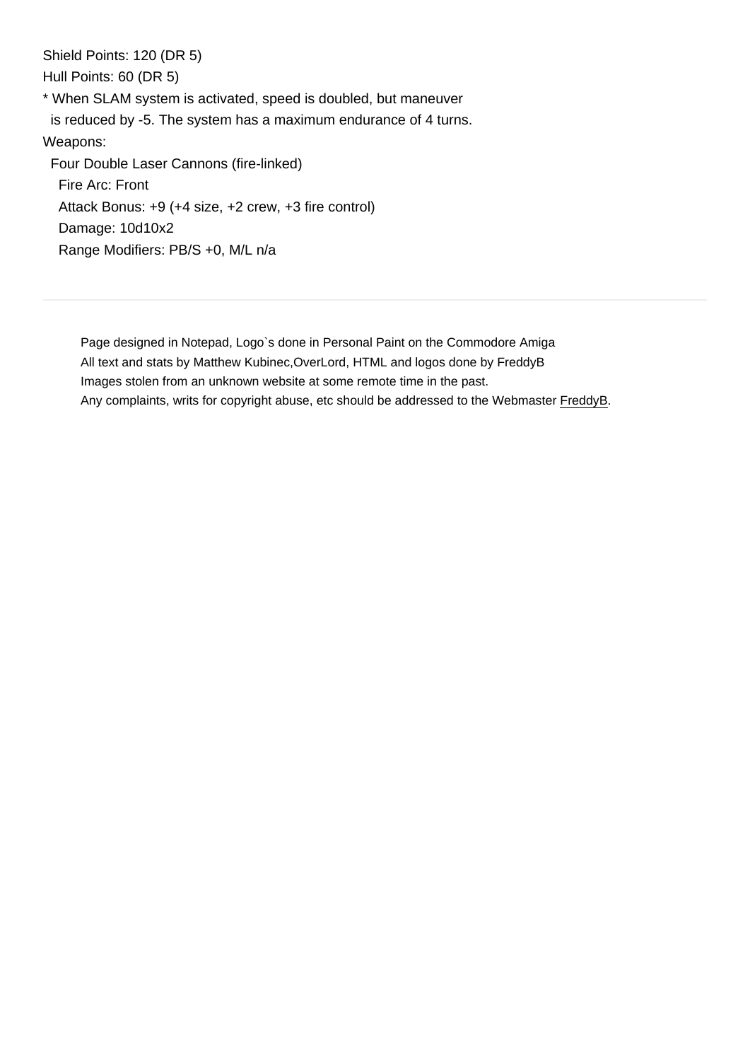Shield Points: 120 (DR 5)
Hull Points: 60 (DR 5)
* When SLAM system is activated, speed is doubled, but maneuver is reduced by -5. The system has a maximum endurance of 4 turns.

Weapons:
- Four Double Laser Cannons (fire-linked)
  - Fire Arc: Front
  - Attack Bonus: +9 (+4 size, +2 crew, +3 fire control)
  - Damage: 10d10x2
  - Range Modifiers: PB/S +0, M/L n/a

---

Page designed in Notepad, Logo`s done in Personal Paint on the Commodore Amiga
All text and stats by Matthew Kubinec,OverLord, HTML and logos done by FreddyB
Images stolen from an unknown website at some remote time in the past.
Any complaints, writs for copyright abuse, etc should be addressed to the Webmaster FreddyB.